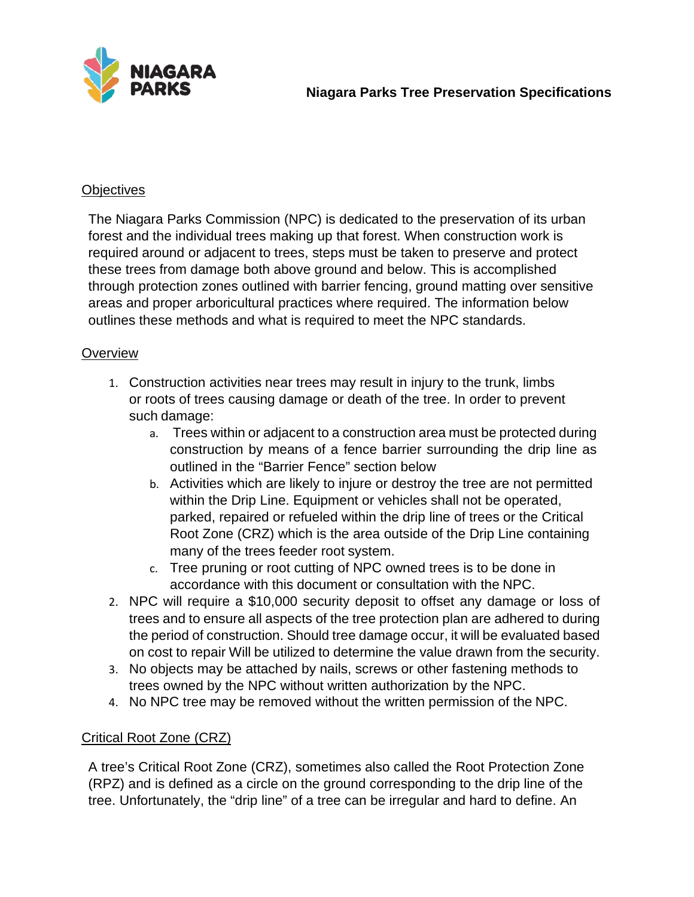# Niagara Parks Tree Preservation Specifications

## Objectives

The Niagara Parks Commission (NPC) is dedicated to the preservation of its urban forest and the individual trees making up that forest. When construction work is required around or adjacent to trees, steps must be taken to preserve and protect these trees from damage both above ground and below. This is accomplished through protection zones outlined with barrier fencing, ground matting over sensitive areas and proper arboricultural practices where required. The information below outlines these methods and what is required to meet the NPC standards.

## Overview

1. Construction activities near trees may result in injury to the trunk, limbs or roots of trees causing damage or death of the tree. In order to prevent such damage:
   a. Trees within or adjacent to a construction area must be protected during construction by means of a fence barrier surrounding the drip line as outlined in the "Barrier Fence" section below
   b. Activities which are likely to injure or destroy the tree are not permitted within the Drip Line. Equipment or vehicles shall not be operated, parked, repaired or refueled within the drip line of trees or the Critical Root Zone (CRZ) which is the area outside of the Drip Line containing many of the trees feeder root system.
   c. Tree pruning or root cutting of NPC owned trees is to be done in accordance with this document or consultation with the NPC.
2. NPC will require a $10,000 security deposit to offset any damage or loss of trees and to ensure all aspects of the tree protection plan are adhered to during the period of construction. Should tree damage occur, it will be evaluated based on cost to repair Will be utilized to determine the value drawn from the security.
3. No objects may be attached by nails, screws or other fastening methods to trees owned by the NPC without written authorization by the NPC.
4. No NPC tree may be removed without the written permission of the NPC.

## Critical Root Zone (CRZ)

A tree's Critical Root Zone (CRZ), sometimes also called the Root Protection Zone (RPZ) and is defined as a circle on the ground corresponding to the drip line of the tree. Unfortunately, the "drip line" of a tree can be irregular and hard to define. An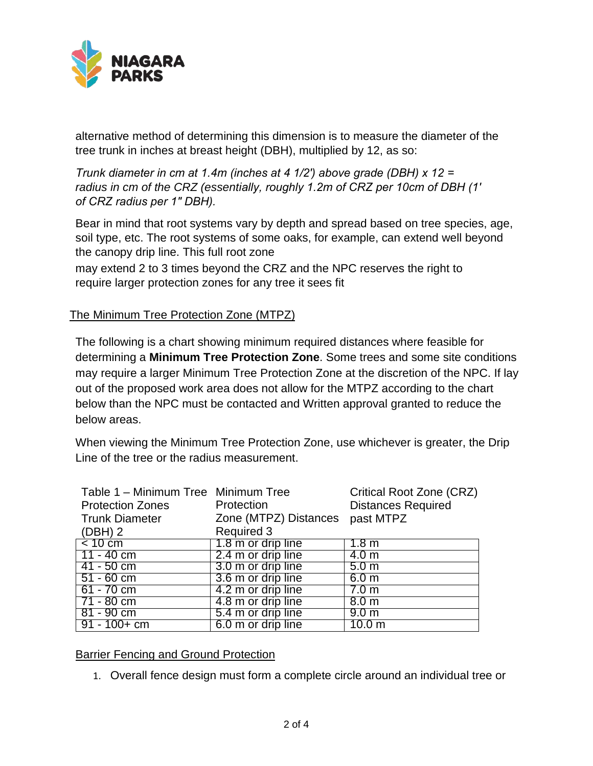alternative method of determining this dimension is to measure the diameter of the tree trunk in inches at breast height (DBH), multiplied by 12, as so:

*Trunk diameter in cm at 1.4m (inches at 4 1/2') above grade (DBH) x 12 = radius in cm of the CRZ (essentially, roughly 1.2m of CRZ per 10cm of DBH (1' of CRZ radius per 1" DBH).*

Bear in mind that root systems vary by depth and spread based on tree species, age, soil type, etc. The root systems of some oaks, for example, can extend well beyond the canopy drip line. This full root zone

may extend 2 to 3 times beyond the CRZ and the NPC reserves the right to require larger protection zones for any tree it sees fit

## The Minimum Tree Protection Zone (MTPZ)

The following is a chart showing minimum required distances where feasible for determining a **Minimum Tree Protection Zone**. Some trees and some site conditions may require a larger Minimum Tree Protection Zone at the discretion of the NPC. If lay out of the proposed work area does not allow for the MTPZ according to the chart below than the NPC must be contacted and Written approval granted to reduce the below areas.

When viewing the Minimum Tree Protection Zone, use whichever is greater, the Drip Line of the tree or the radius measurement.

| Table 1 – Minimum Tree Protection Zones Trunk Diameter (DBH) 2 | Minimum Tree Protection Zone (MTPZ) Distances Required 3 | Critical Root Zone (CRZ) Distances Required past MTPZ |
|---|---|---|
| < 10 cm | 1.8 m or drip line | 1.8 m |
| 11 - 40 cm | 2.4 m or drip line | 4.0 m |
| 41 - 50 cm | 3.0 m or drip line | 5.0 m |
| 51 - 60 cm | 3.6 m or drip line | 6.0 m |
| 61 - 70 cm | 4.2 m or drip line | 7.0 m |
| 71 - 80 cm | 4.8 m or drip line | 8.0 m |
| 81 - 90 cm | 5.4 m or drip line | 9.0 m |
| 91 - 100+ cm | 6.0 m or drip line | 10.0 m |

## Barrier Fencing and Ground Protection

1. Overall fence design must form a complete circle around an individual tree or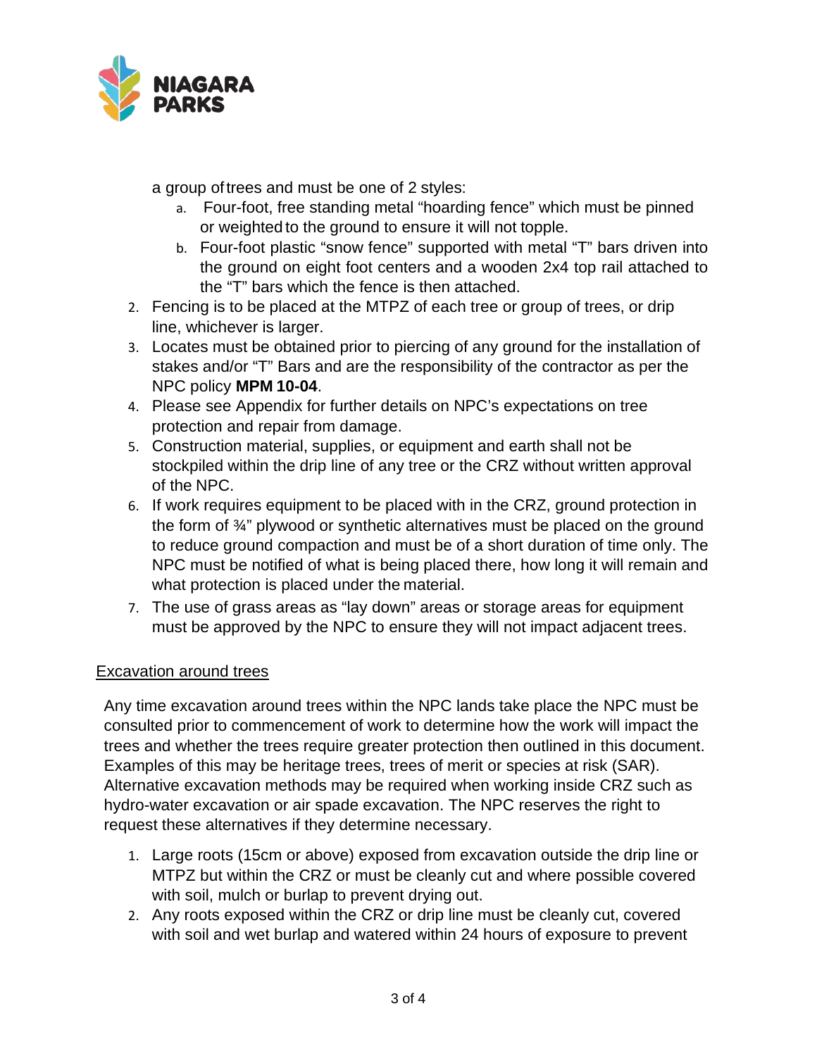a group of trees and must be one of 2 styles:

   a. Four-foot, free standing metal "hoarding fence" which must be pinned or weighted to the ground to ensure it will not topple.
   b. Four-foot plastic "snow fence" supported with metal "T" bars driven into the ground on eight foot centers and a wooden 2x4 top rail attached to the "T" bars which the fence is then attached.

2. Fencing is to be placed at the MTPZ of each tree or group of trees, or drip line, whichever is larger.
3. Locates must be obtained prior to piercing of any ground for the installation of stakes and/or "T" Bars and are the responsibility of the contractor as per the NPC policy **MPM 10-04**.
4. Please see Appendix for further details on NPC's expectations on tree protection and repair from damage.
5. Construction material, supplies, or equipment and earth shall not be stockpiled within the drip line of any tree or the CRZ without written approval of the NPC.
6. If work requires equipment to be placed with in the CRZ, ground protection in the form of ¾" plywood or synthetic alternatives must be placed on the ground to reduce ground compaction and must be of a short duration of time only. The NPC must be notified of what is being placed there, how long it will remain and what protection is placed under the material.
7. The use of grass areas as "lay down" areas or storage areas for equipment must be approved by the NPC to ensure they will not impact adjacent trees.

<u>Excavation around trees</u>

Any time excavation around trees within the NPC lands take place the NPC must be consulted prior to commencement of work to determine how the work will impact the trees and whether the trees require greater protection then outlined in this document. Examples of this may be heritage trees, trees of merit or species at risk (SAR). Alternative excavation methods may be required when working inside CRZ such as hydro-water excavation or air spade excavation. The NPC reserves the right to request these alternatives if they determine necessary.

1. Large roots (15cm or above) exposed from excavation outside the drip line or MTPZ but within the CRZ or must be cleanly cut and where possible covered with soil, mulch or burlap to prevent drying out.
2. Any roots exposed within the CRZ or drip line must be cleanly cut, covered with soil and wet burlap and watered within 24 hours of exposure to prevent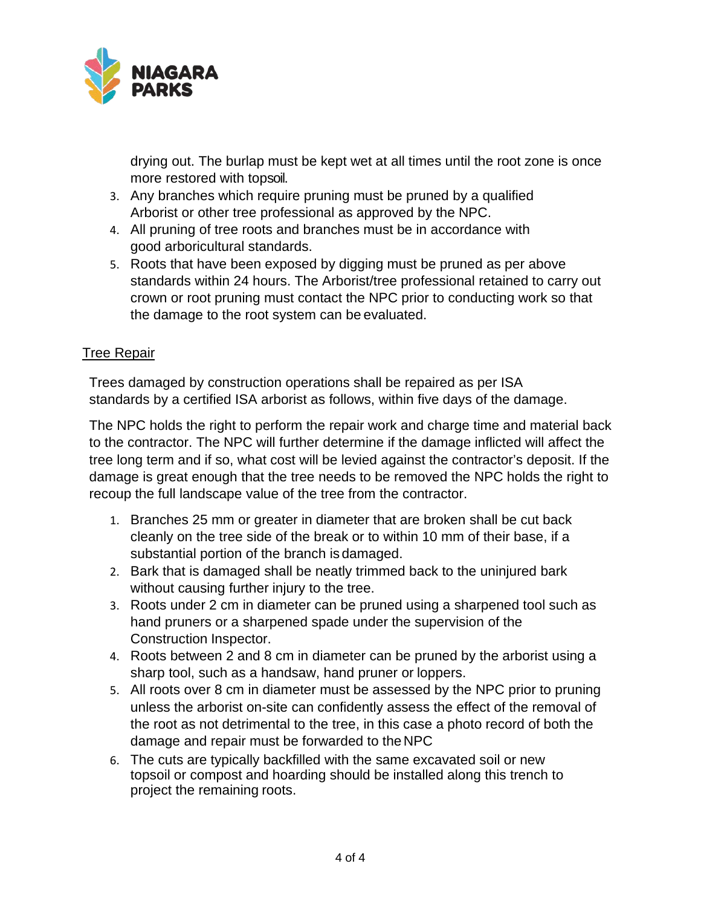drying out. The burlap must be kept wet at all times until the root zone is once more restored with topsoil.

3. Any branches which require pruning must be pruned by a qualified Arborist or other tree professional as approved by the NPC.
4. All pruning of tree roots and branches must be in accordance with good arboricultural standards.
5. Roots that have been exposed by digging must be pruned as per above standards within 24 hours. The Arborist/tree professional retained to carry out crown or root pruning must contact the NPC prior to conducting work so that the damage to the root system can be evaluated.

<u>Tree Repair</u>

Trees damaged by construction operations shall be repaired as per ISA standards by a certified ISA arborist as follows, within five days of the damage.

The NPC holds the right to perform the repair work and charge time and material back to the contractor. The NPC will further determine if the damage inflicted will affect the tree long term and if so, what cost will be levied against the contractor's deposit. If the damage is great enough that the tree needs to be removed the NPC holds the right to recoup the full landscape value of the tree from the contractor.

1. Branches 25 mm or greater in diameter that are broken shall be cut back cleanly on the tree side of the break or to within 10 mm of their base, if a substantial portion of the branch is damaged.
2. Bark that is damaged shall be neatly trimmed back to the uninjured bark without causing further injury to the tree.
3. Roots under 2 cm in diameter can be pruned using a sharpened tool such as hand pruners or a sharpened spade under the supervision of the Construction Inspector.
4. Roots between 2 and 8 cm in diameter can be pruned by the arborist using a sharp tool, such as a handsaw, hand pruner or loppers.
5. All roots over 8 cm in diameter must be assessed by the NPC prior to pruning unless the arborist on-site can confidently assess the effect of the removal of the root as not detrimental to the tree, in this case a photo record of both the damage and repair must be forwarded to the NPC
6. The cuts are typically backfilled with the same excavated soil or new topsoil or compost and hoarding should be installed along this trench to project the remaining roots.